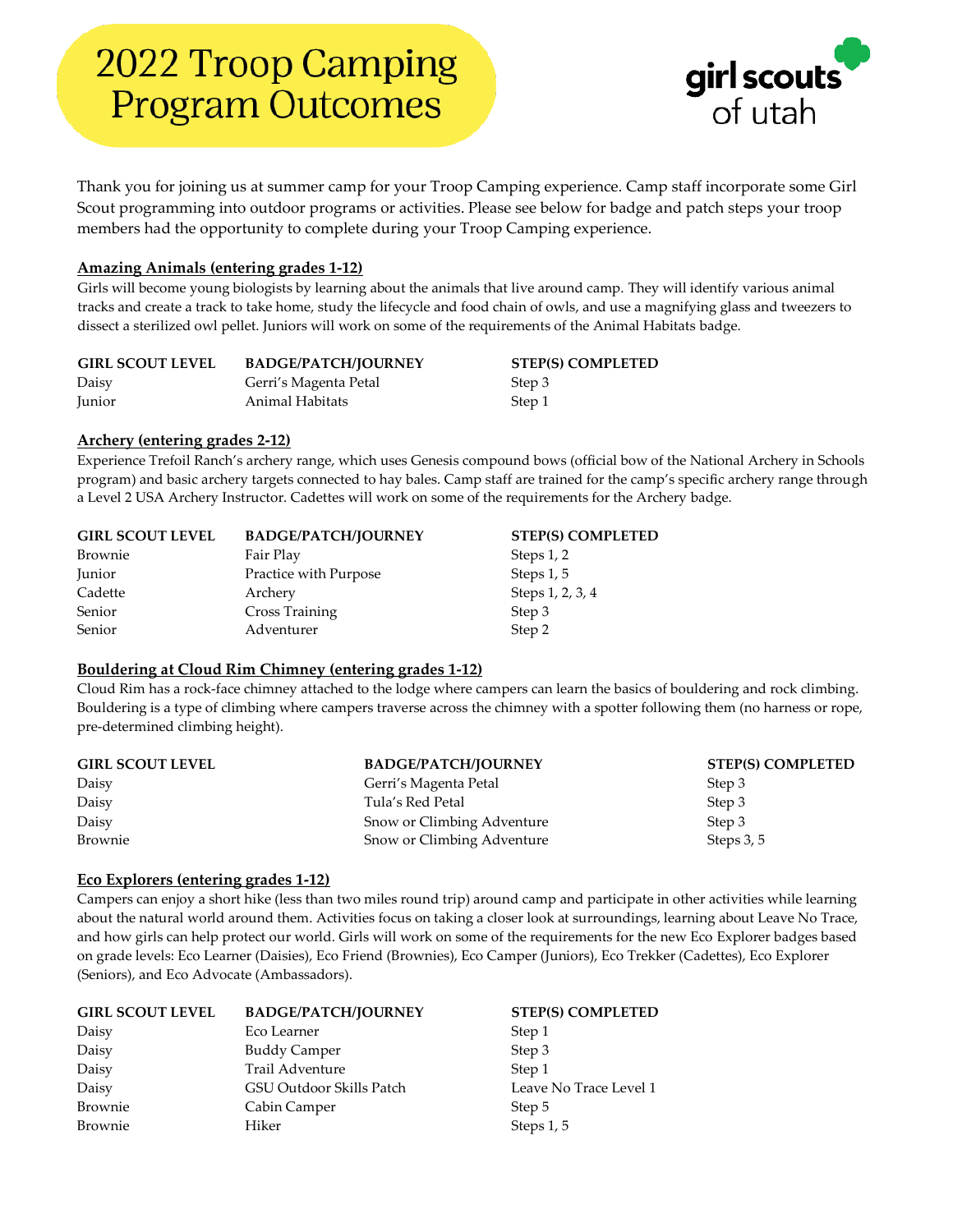# 2022 Troop Camping Program Outcomes

girl scouts of utah

Thank you for joining us at summer camp for your Troop Camping experience. Camp staff incorporate some Girl Scout programming into outdoor programs or activities. Please see below for badge and patch steps your troop members had the opportunity to complete during your Troop Camping experience.

## Amazing Animals (entering grades 1-12)

Girls will become young biologists by learning about the animals that live around camp. They will identify various animal tracks and create a track to take home, study the lifecycle and food chain of owls, and use a magnifying glass and tweezers to dissect a sterilized owl pellet. Juniors will work on some of the requirements of the Animal Habitats badge.

| GIRL SCOUT LEVEL | BADGE/PATCH/JOURNEY | STEP(S) COMPLETED |
|---|---|---|
| Daisy | Gerri's Magenta Petal | Step 3 |
| Junior | Animal Habitats | Step 1 |

## Archery (entering grades 2-12)

Experience Trefoil Ranch's archery range, which uses Genesis compound bows (official bow of the National Archery in Schools program) and basic archery targets connected to hay bales. Camp staff are trained for the camp's specific archery range through a Level 2 USA Archery Instructor. Cadettes will work on some of the requirements for the Archery badge.

| GIRL SCOUT LEVEL | BADGE/PATCH/JOURNEY | STEP(S) COMPLETED |
|---|---|---|
| Brownie | Fair Play | Steps 1, 2 |
| Junior | Practice with Purpose | Steps 1, 5 |
| Cadette | Archery | Steps 1, 2, 3, 4 |
| Senior | Cross Training | Step 3 |
| Senior | Adventurer | Step 2 |

## Bouldering at Cloud Rim Chimney (entering grades 1-12)

Cloud Rim has a rock-face chimney attached to the lodge where campers can learn the basics of bouldering and rock climbing. Bouldering is a type of climbing where campers traverse across the chimney with a spotter following them (no harness or rope, pre-determined climbing height).

| GIRL SCOUT LEVEL | BADGE/PATCH/JOURNEY | STEP(S) COMPLETED |
|---|---|---|
| Daisy | Gerri's Magenta Petal | Step 3 |
| Daisy | Tula's Red Petal | Step 3 |
| Daisy | Snow or Climbing Adventure | Step 3 |
| Brownie | Snow or Climbing Adventure | Steps 3, 5 |

## Eco Explorers (entering grades 1-12)

Campers can enjoy a short hike (less than two miles round trip) around camp and participate in other activities while learning about the natural world around them. Activities focus on taking a closer look at surroundings, learning about Leave No Trace, and how girls can help protect our world. Girls will work on some of the requirements for the new Eco Explorer badges based on grade levels: Eco Learner (Daisies), Eco Friend (Brownies), Eco Camper (Juniors), Eco Trekker (Cadettes), Eco Explorer (Seniors), and Eco Advocate (Ambassadors).

| GIRL SCOUT LEVEL | BADGE/PATCH/JOURNEY | STEP(S) COMPLETED |
|---|---|---|
| Daisy | Eco Learner | Step 1 |
| Daisy | Buddy Camper | Step 3 |
| Daisy | Trail Adventure | Step 1 |
| Daisy | GSU Outdoor Skills Patch | Leave No Trace Level 1 |
| Brownie | Cabin Camper | Step 5 |
| Brownie | Hiker | Steps 1, 5 |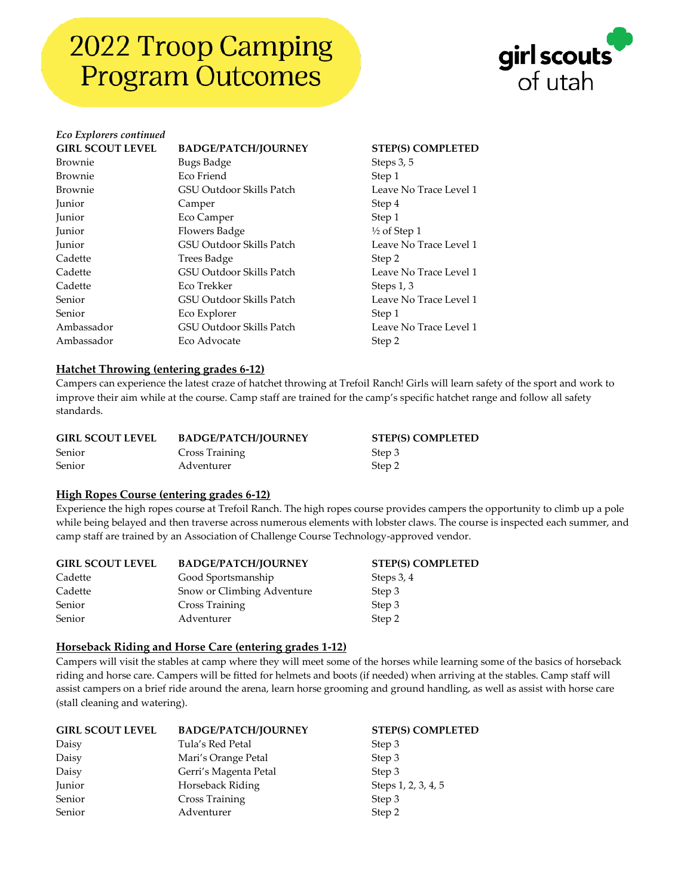# 2022 Troop Camping Program Outcomes

girl scouts of utah

*Eco Explorers continued*

| GIRL SCOUT LEVEL | BADGE/PATCH/JOURNEY | STEP(S) COMPLETED |
|---|---|---|
| Brownie | Bugs Badge | Steps 3, 5 |
| Brownie | Eco Friend | Step 1 |
| Brownie | GSU Outdoor Skills Patch | Leave No Trace Level 1 |
| Junior | Camper | Step 4 |
| Junior | Eco Camper | Step 1 |
| Junior | Flowers Badge | ½ of Step 1 |
| Junior | GSU Outdoor Skills Patch | Leave No Trace Level 1 |
| Cadette | Trees Badge | Step 2 |
| Cadette | GSU Outdoor Skills Patch | Leave No Trace Level 1 |
| Cadette | Eco Trekker | Steps 1, 3 |
| Senior | GSU Outdoor Skills Patch | Leave No Trace Level 1 |
| Senior | Eco Explorer | Step 1 |
| Ambassador | GSU Outdoor Skills Patch | Leave No Trace Level 1 |
| Ambassador | Eco Advocate | Step 2 |

## Hatchet Throwing (entering grades 6-12)

Campers can experience the latest craze of hatchet throwing at Trefoil Ranch! Girls will learn safety of the sport and work to improve their aim while at the course. Camp staff are trained for the camp's specific hatchet range and follow all safety standards.

| GIRL SCOUT LEVEL | BADGE/PATCH/JOURNEY | STEP(S) COMPLETED |
|---|---|---|
| Senior | Cross Training | Step 3 |
| Senior | Adventurer | Step 2 |

## High Ropes Course (entering grades 6-12)

Experience the high ropes course at Trefoil Ranch. The high ropes course provides campers the opportunity to climb up a pole while being belayed and then traverse across numerous elements with lobster claws. The course is inspected each summer, and camp staff are trained by an Association of Challenge Course Technology-approved vendor.

| GIRL SCOUT LEVEL | BADGE/PATCH/JOURNEY | STEP(S) COMPLETED |
|---|---|---|
| Cadette | Good Sportsmanship | Steps 3, 4 |
| Cadette | Snow or Climbing Adventure | Step 3 |
| Senior | Cross Training | Step 3 |
| Senior | Adventurer | Step 2 |

## Horseback Riding and Horse Care (entering grades 1-12)

Campers will visit the stables at camp where they will meet some of the horses while learning some of the basics of horseback riding and horse care. Campers will be fitted for helmets and boots (if needed) when arriving at the stables. Camp staff will assist campers on a brief ride around the arena, learn horse grooming and ground handling, as well as assist with horse care (stall cleaning and watering).

| GIRL SCOUT LEVEL | BADGE/PATCH/JOURNEY | STEP(S) COMPLETED |
|---|---|---|
| Daisy | Tula's Red Petal | Step 3 |
| Daisy | Mari's Orange Petal | Step 3 |
| Daisy | Gerri's Magenta Petal | Step 3 |
| Junior | Horseback Riding | Steps 1, 2, 3, 4, 5 |
| Senior | Cross Training | Step 3 |
| Senior | Adventurer | Step 2 |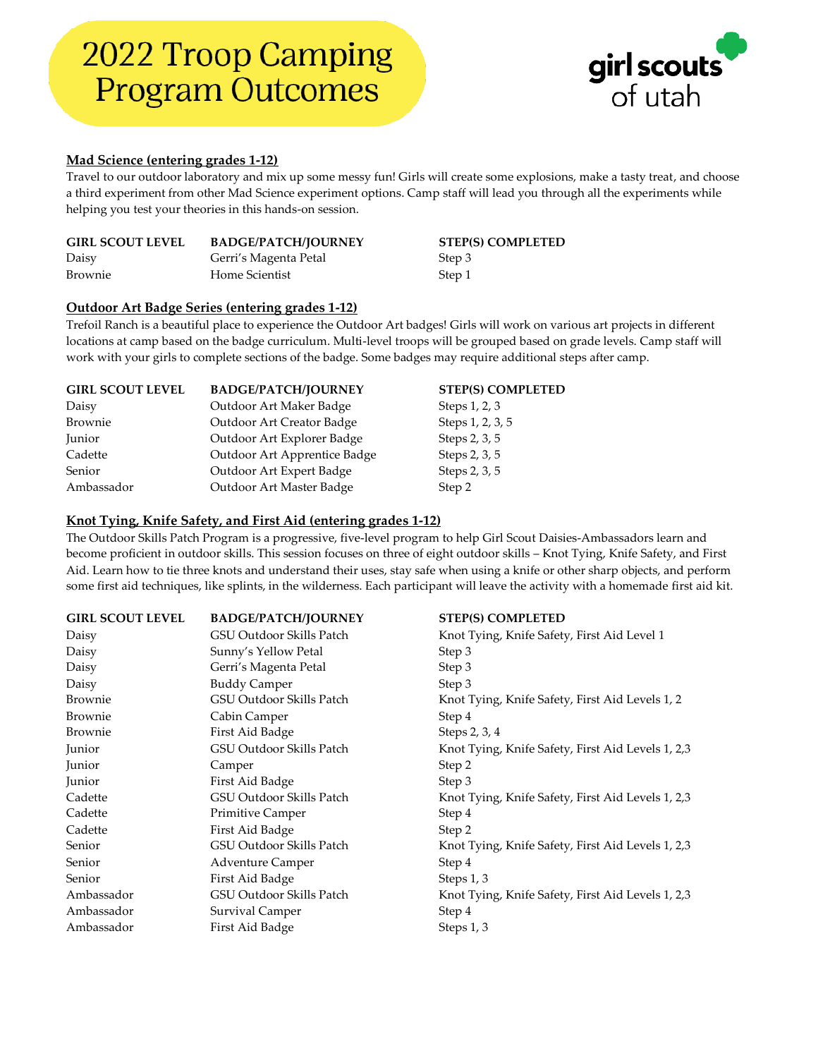# 2022 Troop Camping Program Outcomes

girl scouts of utah

## Mad Science (entering grades 1-12)

Travel to our outdoor laboratory and mix up some messy fun! Girls will create some explosions, make a tasty treat, and choose a third experiment from other Mad Science experiment options. Camp staff will lead you through all the experiments while helping you test your theories in this hands-on session.

| GIRL SCOUT LEVEL | BADGE/PATCH/JOURNEY | STEP(S) COMPLETED |
|---|---|---|
| Daisy | Gerri's Magenta Petal | Step 3 |
| Brownie | Home Scientist | Step 1 |

## Outdoor Art Badge Series (entering grades 1-12)

Trefoil Ranch is a beautiful place to experience the Outdoor Art badges! Girls will work on various art projects in different locations at camp based on the badge curriculum. Multi-level troops will be grouped based on grade levels. Camp staff will work with your girls to complete sections of the badge. Some badges may require additional steps after camp.

| GIRL SCOUT LEVEL | BADGE/PATCH/JOURNEY | STEP(S) COMPLETED |
|---|---|---|
| Daisy | Outdoor Art Maker Badge | Steps 1, 2, 3 |
| Brownie | Outdoor Art Creator Badge | Steps 1, 2, 3, 5 |
| Junior | Outdoor Art Explorer Badge | Steps 2, 3, 5 |
| Cadette | Outdoor Art Apprentice Badge | Steps 2, 3, 5 |
| Senior | Outdoor Art Expert Badge | Steps 2, 3, 5 |
| Ambassador | Outdoor Art Master Badge | Step 2 |

## Knot Tying, Knife Safety, and First Aid (entering grades 1-12)

The Outdoor Skills Patch Program is a progressive, five-level program to help Girl Scout Daisies-Ambassadors learn and become proficient in outdoor skills. This session focuses on three of eight outdoor skills – Knot Tying, Knife Safety, and First Aid. Learn how to tie three knots and understand their uses, stay safe when using a knife or other sharp objects, and perform some first aid techniques, like splints, in the wilderness. Each participant will leave the activity with a homemade first aid kit.

| GIRL SCOUT LEVEL | BADGE/PATCH/JOURNEY | STEP(S) COMPLETED |
|---|---|---|
| Daisy | GSU Outdoor Skills Patch | Knot Tying, Knife Safety, First Aid Level 1 |
| Daisy | Sunny's Yellow Petal | Step 3 |
| Daisy | Gerri's Magenta Petal | Step 3 |
| Daisy | Buddy Camper | Step 3 |
| Brownie | GSU Outdoor Skills Patch | Knot Tying, Knife Safety, First Aid Levels 1, 2 |
| Brownie | Cabin Camper | Step 4 |
| Brownie | First Aid Badge | Steps 2, 3, 4 |
| Junior | GSU Outdoor Skills Patch | Knot Tying, Knife Safety, First Aid Levels 1, 2,3 |
| Junior | Camper | Step 2 |
| Junior | First Aid Badge | Step 3 |
| Cadette | GSU Outdoor Skills Patch | Knot Tying, Knife Safety, First Aid Levels 1, 2,3 |
| Cadette | Primitive Camper | Step 4 |
| Cadette | First Aid Badge | Step 2 |
| Senior | GSU Outdoor Skills Patch | Knot Tying, Knife Safety, First Aid Levels 1, 2,3 |
| Senior | Adventure Camper | Step 4 |
| Senior | First Aid Badge | Steps 1, 3 |
| Ambassador | GSU Outdoor Skills Patch | Knot Tying, Knife Safety, First Aid Levels 1, 2,3 |
| Ambassador | Survival Camper | Step 4 |
| Ambassador | First Aid Badge | Steps 1, 3 |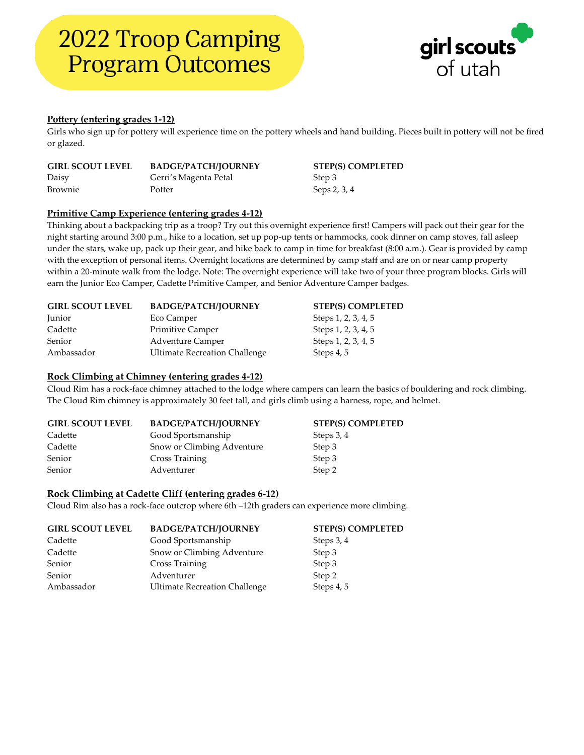# 2022 Troop Camping Program Outcomes

girl scouts of utah

**Pottery (entering grades 1-12)**

Girls who sign up for pottery will experience time on the pottery wheels and hand building. Pieces built in pottery will not be fired or glazed.

| GIRL SCOUT LEVEL | BADGE/PATCH/JOURNEY | STEP(S) COMPLETED |
| --- | --- | --- |
| Daisy | Gerri's Magenta Petal | Step 3 |
| Brownie | Potter | Seps 2, 3, 4 |

**Primitive Camp Experience (entering grades 4-12)**

Thinking about a backpacking trip as a troop? Try out this overnight experience first! Campers will pack out their gear for the night starting around 3:00 p.m., hike to a location, set up pop-up tents or hammocks, cook dinner on camp stoves, fall asleep under the stars, wake up, pack up their gear, and hike back to camp in time for breakfast (8:00 a.m.). Gear is provided by camp with the exception of personal items. Overnight locations are determined by camp staff and are on or near camp property within a 20-minute walk from the lodge. Note: The overnight experience will take two of your three program blocks. Girls will earn the Junior Eco Camper, Cadette Primitive Camper, and Senior Adventure Camper badges.

| GIRL SCOUT LEVEL | BADGE/PATCH/JOURNEY | STEP(S) COMPLETED |
| --- | --- | --- |
| Junior | Eco Camper | Steps 1, 2, 3, 4, 5 |
| Cadette | Primitive Camper | Steps 1, 2, 3, 4, 5 |
| Senior | Adventure Camper | Steps 1, 2, 3, 4, 5 |
| Ambassador | Ultimate Recreation Challenge | Steps 4, 5 |

**Rock Climbing at Chimney (entering grades 4-12)**

Cloud Rim has a rock-face chimney attached to the lodge where campers can learn the basics of bouldering and rock climbing. The Cloud Rim chimney is approximately 30 feet tall, and girls climb using a harness, rope, and helmet.

| GIRL SCOUT LEVEL | BADGE/PATCH/JOURNEY | STEP(S) COMPLETED |
| --- | --- | --- |
| Cadette | Good Sportsmanship | Steps 3, 4 |
| Cadette | Snow or Climbing Adventure | Step 3 |
| Senior | Cross Training | Step 3 |
| Senior | Adventurer | Step 2 |

**Rock Climbing at Cadette Cliff (entering grades 6-12)**

Cloud Rim also has a rock-face outcrop where 6th –12th graders can experience more climbing.

| GIRL SCOUT LEVEL | BADGE/PATCH/JOURNEY | STEP(S) COMPLETED |
| --- | --- | --- |
| Cadette | Good Sportsmanship | Steps 3, 4 |
| Cadette | Snow or Climbing Adventure | Step 3 |
| Senior | Cross Training | Step 3 |
| Senior | Adventurer | Step 2 |
| Ambassador | Ultimate Recreation Challenge | Steps 4, 5 |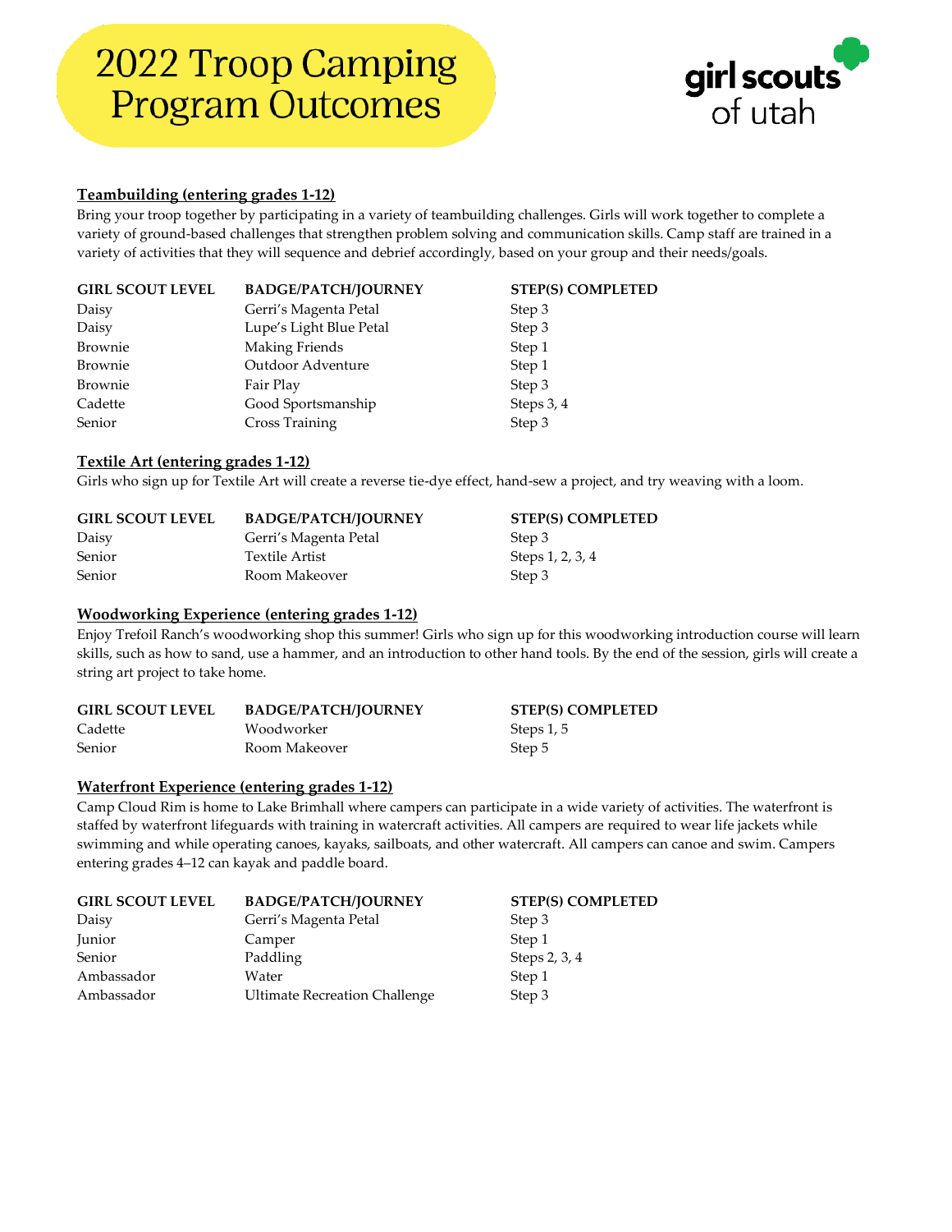# 2022 Troop Camping Program Outcomes

girl scouts of utah

## Teambuilding (entering grades 1-12)

Bring your troop together by participating in a variety of teambuilding challenges. Girls will work together to complete a variety of ground-based challenges that strengthen problem solving and communication skills. Camp staff are trained in a variety of activities that they will sequence and debrief accordingly, based on your group and their needs/goals.

| GIRL SCOUT LEVEL | BADGE/PATCH/JOURNEY | STEP(S) COMPLETED |
|---|---|---|
| Daisy | Gerri's Magenta Petal | Step 3 |
| Daisy | Lupe's Light Blue Petal | Step 3 |
| Brownie | Making Friends | Step 1 |
| Brownie | Outdoor Adventure | Step 1 |
| Brownie | Fair Play | Step 3 |
| Cadette | Good Sportsmanship | Steps 3, 4 |
| Senior | Cross Training | Step 3 |

## Textile Art (entering grades 1-12)

Girls who sign up for Textile Art will create a reverse tie-dye effect, hand-sew a project, and try weaving with a loom.

| GIRL SCOUT LEVEL | BADGE/PATCH/JOURNEY | STEP(S) COMPLETED |
|---|---|---|
| Daisy | Gerri's Magenta Petal | Step 3 |
| Senior | Textile Artist | Steps 1, 2, 3, 4 |
| Senior | Room Makeover | Step 3 |

## Woodworking Experience (entering grades 1-12)

Enjoy Trefoil Ranch's woodworking shop this summer! Girls who sign up for this woodworking introduction course will learn skills, such as how to sand, use a hammer, and an introduction to other hand tools. By the end of the session, girls will create a string art project to take home.

| GIRL SCOUT LEVEL | BADGE/PATCH/JOURNEY | STEP(S) COMPLETED |
|---|---|---|
| Cadette | Woodworker | Steps 1, 5 |
| Senior | Room Makeover | Step 5 |

## Waterfront Experience (entering grades 1-12)

Camp Cloud Rim is home to Lake Brimhall where campers can participate in a wide variety of activities. The waterfront is staffed by waterfront lifeguards with training in watercraft activities. All campers are required to wear life jackets while swimming and while operating canoes, kayaks, sailboats, and other watercraft. All campers can canoe and swim. Campers entering grades 4–12 can kayak and paddle board.

| GIRL SCOUT LEVEL | BADGE/PATCH/JOURNEY | STEP(S) COMPLETED |
|---|---|---|
| Daisy | Gerri's Magenta Petal | Step 3 |
| Junior | Camper | Step 1 |
| Senior | Paddling | Steps 2, 3, 4 |
| Ambassador | Water | Step 1 |
| Ambassador | Ultimate Recreation Challenge | Step 3 |